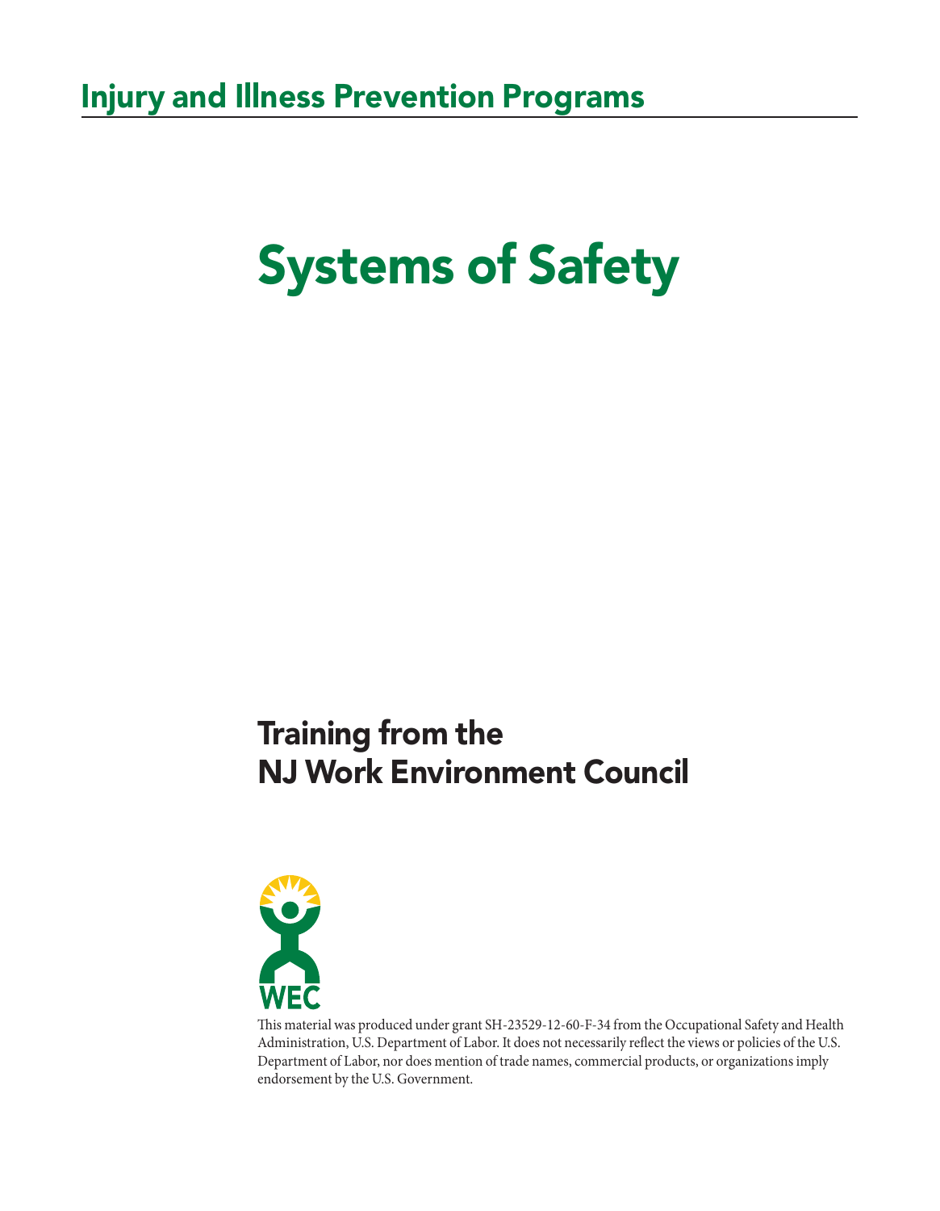## Injury and Illness Prevention Programs

# Systems of Safety

## Training from the NJ Work Environment Council

WEC

This material was produced under grant SH-23529-12-60-F-34 from the Occupational Safety and Health Administration, U.S. Department of Labor. It does not necessarily reflect the views or policies of the U.S. Department of Labor, nor does mention of trade names, commercial products, or organizations imply endorsement by the U.S. Government.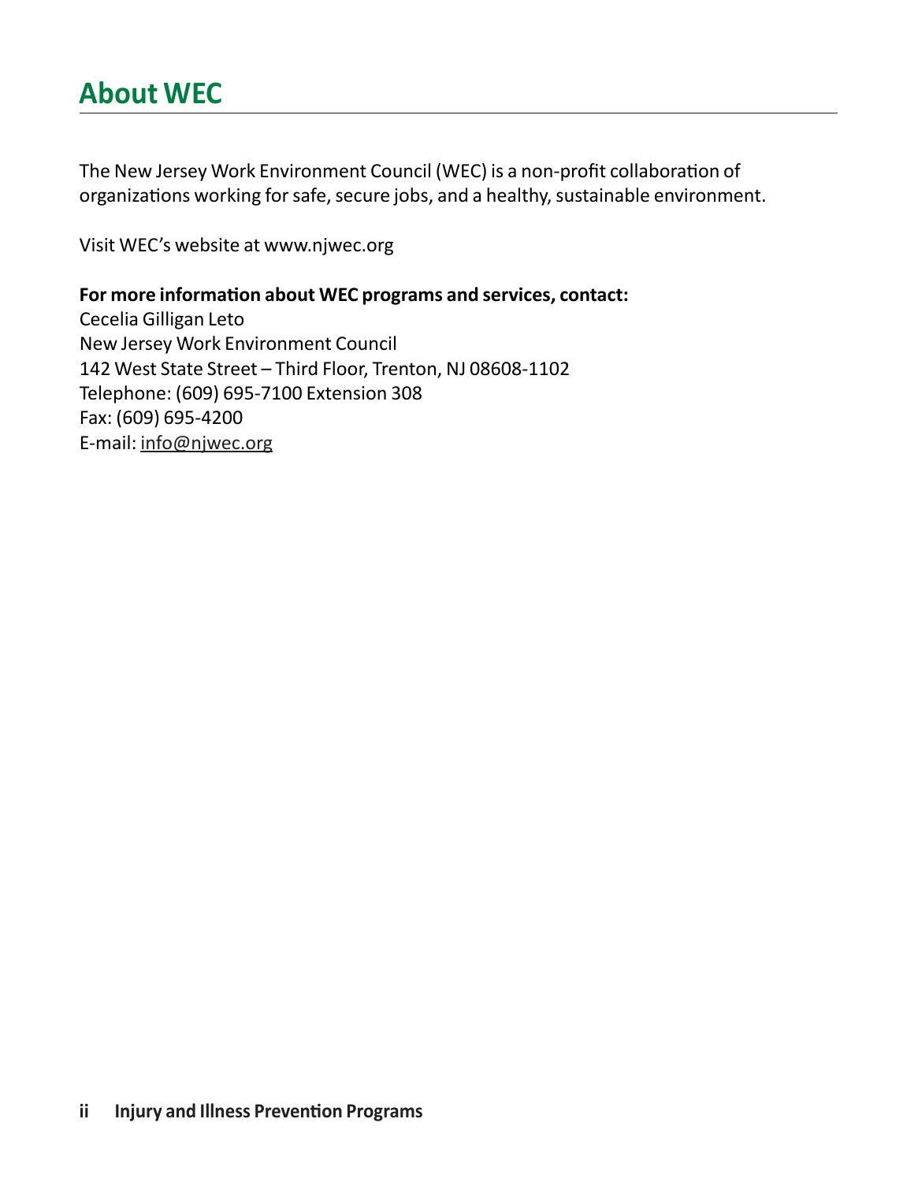## About WEC

The New Jersey Work Environment Council (WEC) is a non-profit collaboration of organizations working for safe, secure jobs, and a healthy, sustainable environment.

Visit WEC's website at www.njwec.org

**For more information about WEC programs and services, contact:**
Cecelia Gilligan Leto
New Jersey Work Environment Council
142 West State Street – Third Floor, Trenton, NJ 08608-1102
Telephone: (609) 695-7100 Extension 308
Fax: (609) 695-4200
E-mail: info@njwec.org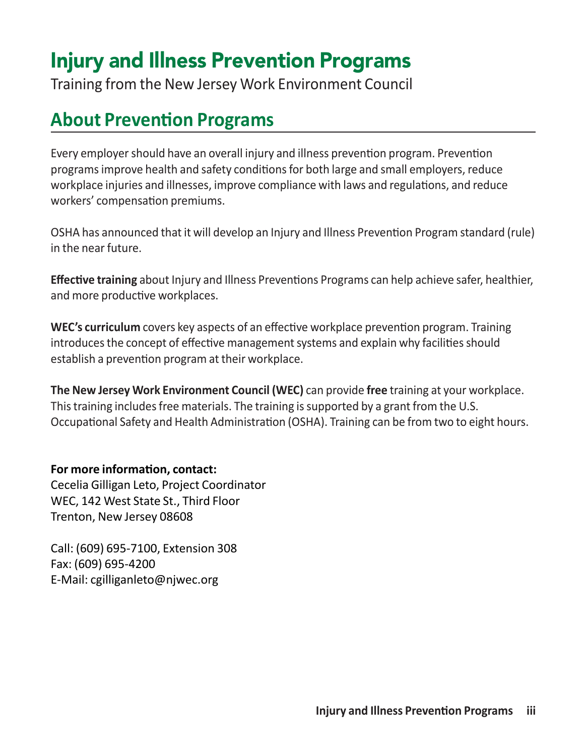# Injury and Illness Prevention Programs

Training from the New Jersey Work Environment Council

## About Prevention Programs

Every employer should have an overall injury and illness prevention program. Prevention programs improve health and safety conditions for both large and small employers, reduce workplace injuries and illnesses, improve compliance with laws and regulations, and reduce workers' compensation premiums.

OSHA has announced that it will develop an Injury and Illness Prevention Program standard (rule) in the near future.

**Effective training** about Injury and Illness Preventions Programs can help achieve safer, healthier, and more productive workplaces.

**WEC's curriculum** covers key aspects of an effective workplace prevention program. Training introduces the concept of effective management systems and explain why facilities should establish a prevention program at their workplace.

**The New Jersey Work Environment Council (WEC)** can provide **free** training at your workplace. This training includes free materials. The training is supported by a grant from the U.S. Occupational Safety and Health Administration (OSHA). Training can be from two to eight hours.

**For more information, contact:**
Cecelia Gilligan Leto, Project Coordinator
WEC, 142 West State St., Third Floor
Trenton, New Jersey 08608

Call: (609) 695-7100, Extension 308
Fax: (609) 695-4200
E-Mail: cgilliganleto@njwec.org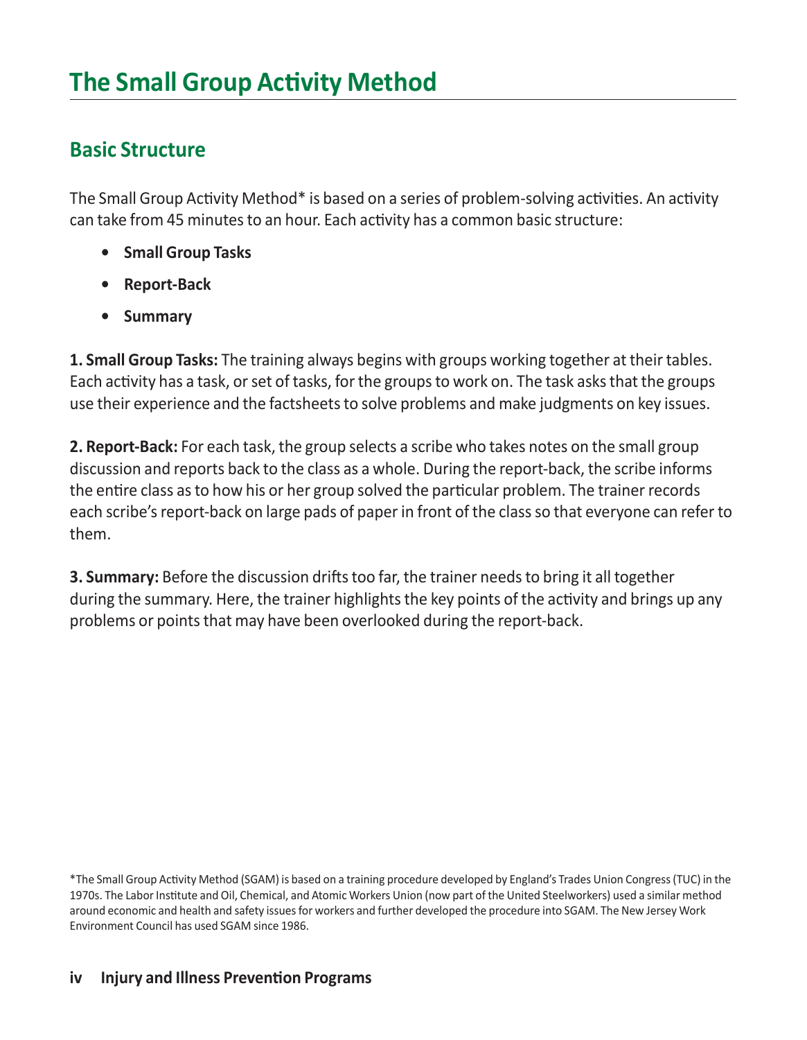# The Small Group Activity Method

## Basic Structure

The Small Group Activity Method* is based on a series of problem-solving activities. An activity can take from 45 minutes to an hour. Each activity has a common basic structure:

- **Small Group Tasks**
- **Report-Back**
- **Summary**

**1. Small Group Tasks:** The training always begins with groups working together at their tables. Each activity has a task, or set of tasks, for the groups to work on. The task asks that the groups use their experience and the factsheets to solve problems and make judgments on key issues.

**2. Report-Back:** For each task, the group selects a scribe who takes notes on the small group discussion and reports back to the class as a whole. During the report-back, the scribe informs the entire class as to how his or her group solved the particular problem. The trainer records each scribe's report-back on large pads of paper in front of the class so that everyone can refer to them.

**3. Summary:** Before the discussion drifts too far, the trainer needs to bring it all together during the summary. Here, the trainer highlights the key points of the activity and brings up any problems or points that may have been overlooked during the report-back.

*The Small Group Activity Method (SGAM) is based on a training procedure developed by England's Trades Union Congress (TUC) in the 1970s. The Labor Institute and Oil, Chemical, and Atomic Workers Union (now part of the United Steelworkers) used a similar method around economic and health and safety issues for workers and further developed the procedure into SGAM. The New Jersey Work Environment Council has used SGAM since 1986.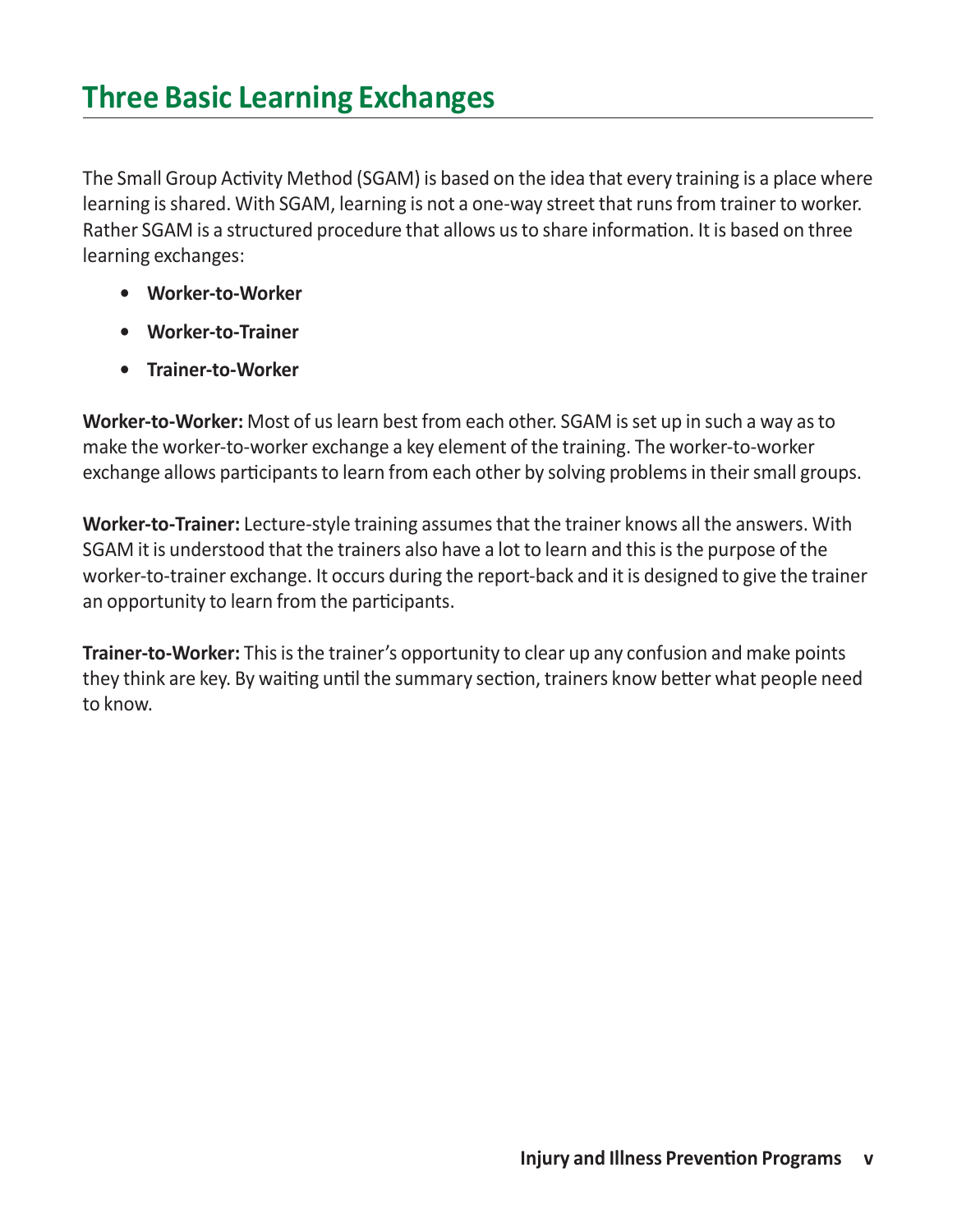# Three Basic Learning Exchanges

The Small Group Activity Method (SGAM) is based on the idea that every training is a place where learning is shared. With SGAM, learning is not a one-way street that runs from trainer to worker. Rather SGAM is a structured procedure that allows us to share information. It is based on three learning exchanges:

- **Worker-to-Worker**
- **Worker-to-Trainer**
- **Trainer-to-Worker**

**Worker-to-Worker:** Most of us learn best from each other. SGAM is set up in such a way as to make the worker-to-worker exchange a key element of the training. The worker-to-worker exchange allows participants to learn from each other by solving problems in their small groups.

**Worker-to-Trainer:** Lecture-style training assumes that the trainer knows all the answers. With SGAM it is understood that the trainers also have a lot to learn and this is the purpose of the worker-to-trainer exchange. It occurs during the report-back and it is designed to give the trainer an opportunity to learn from the participants.

**Trainer-to-Worker:** This is the trainer's opportunity to clear up any confusion and make points they think are key. By waiting until the summary section, trainers know better what people need to know.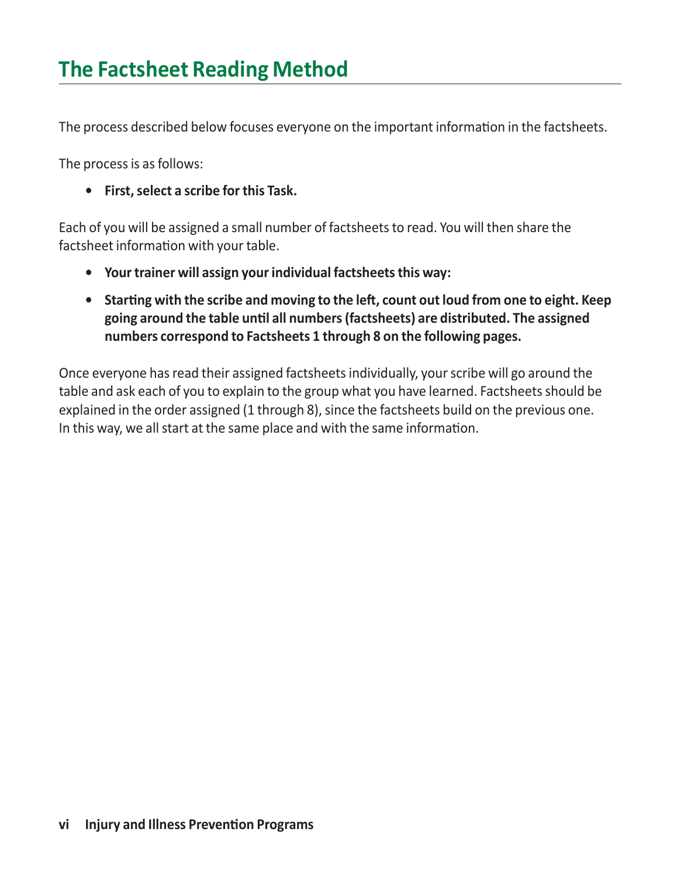# The Factsheet Reading Method

The process described below focuses everyone on the important information in the factsheets.

The process is as follows:

- **First, select a scribe for this Task.**

Each of you will be assigned a small number of factsheets to read. You will then share the factsheet information with your table.

- **Your trainer will assign your individual factsheets this way:**
- **Starting with the scribe and moving to the left, count out loud from one to eight. Keep going around the table until all numbers (factsheets) are distributed. The assigned numbers correspond to Factsheets 1 through 8 on the following pages.**

Once everyone has read their assigned factsheets individually, your scribe will go around the table and ask each of you to explain to the group what you have learned. Factsheets should be explained in the order assigned (1 through 8), since the factsheets build on the previous one. In this way, we all start at the same place and with the same information.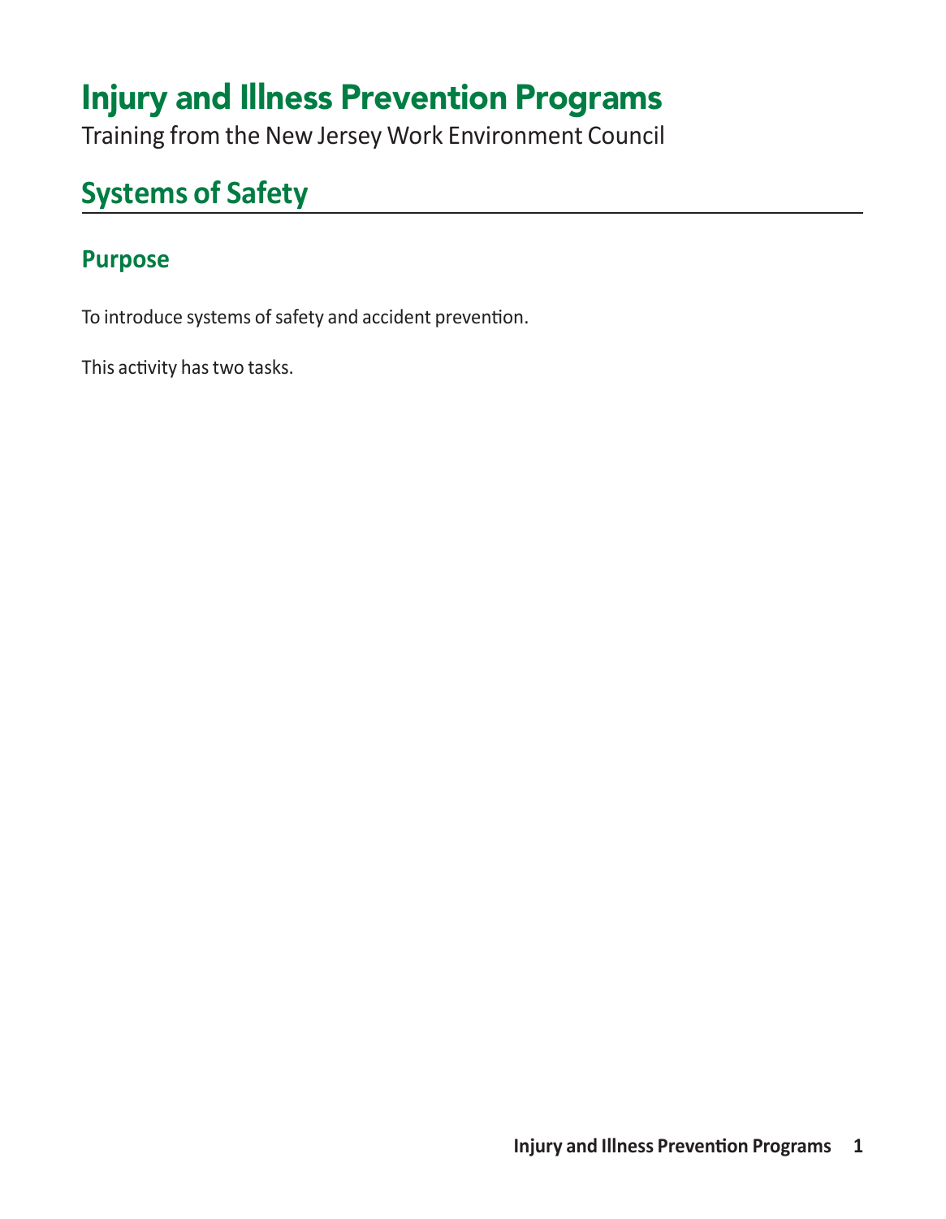# Injury and Illness Prevention Programs

Training from the New Jersey Work Environment Council

## Systems of Safety

### Purpose

To introduce systems of safety and accident prevention.

This activity has two tasks.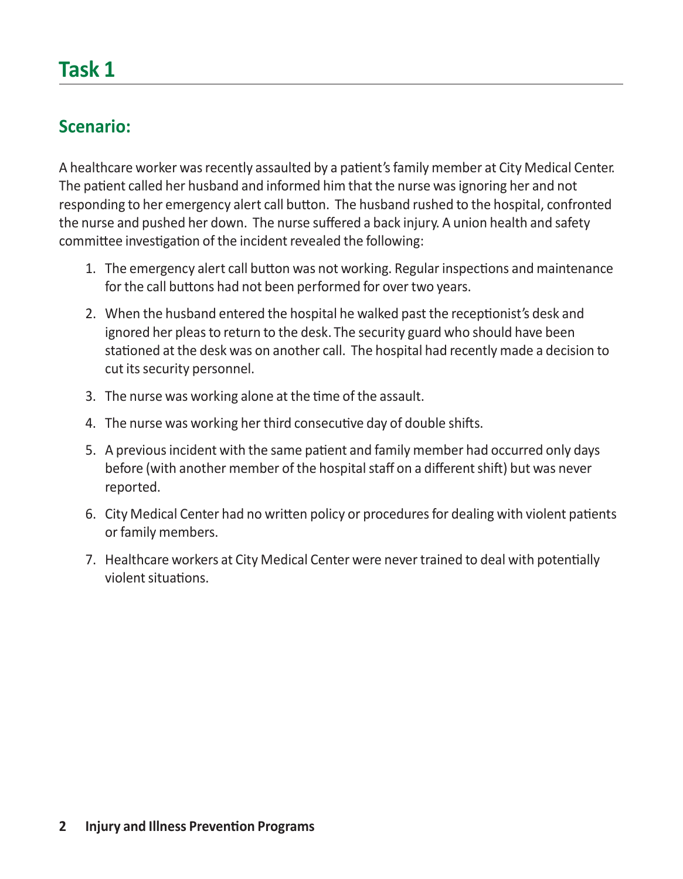# Task 1

## Scenario:

A healthcare worker was recently assaulted by a patient's family member at City Medical Center. The patient called her husband and informed him that the nurse was ignoring her and not responding to her emergency alert call button. The husband rushed to the hospital, confronted the nurse and pushed her down. The nurse suffered a back injury. A union health and safety committee investigation of the incident revealed the following:

1. The emergency alert call button was not working. Regular inspections and maintenance for the call buttons had not been performed for over two years.
2. When the husband entered the hospital he walked past the receptionist's desk and ignored her pleas to return to the desk. The security guard who should have been stationed at the desk was on another call. The hospital had recently made a decision to cut its security personnel.
3. The nurse was working alone at the time of the assault.
4. The nurse was working her third consecutive day of double shifts.
5. A previous incident with the same patient and family member had occurred only days before (with another member of the hospital staff on a different shift) but was never reported.
6. City Medical Center had no written policy or procedures for dealing with violent patients or family members.
7. Healthcare workers at City Medical Center were never trained to deal with potentially violent situations.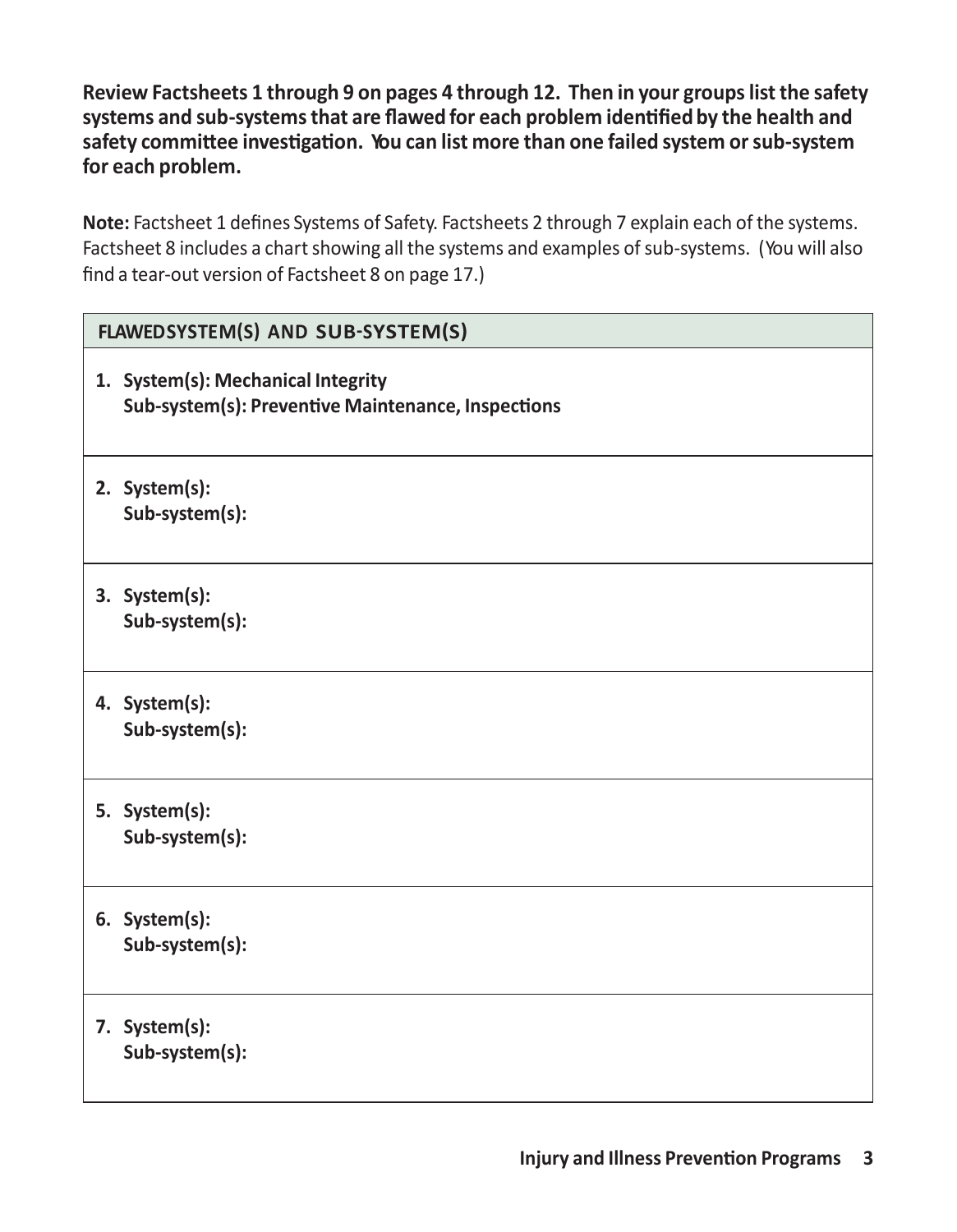**Review Factsheets 1 through 9 on pages 4 through 12. Then in your groups list the safety systems and sub-systems that are flawed for each problem identified by the health and safety committee investigation. You can list more than one failed system or sub-system for each problem.**

**Note:** Factsheet 1 defines Systems of Safety. Factsheets 2 through 7 explain each of the systems. Factsheet 8 includes a chart showing all the systems and examples of sub-systems. (You will also find a tear-out version of Factsheet 8 on page 17.)

| FLAWEDSYSTEM(S) AND SUB-SYSTEM(S) |
| --- |
| **1. System(s): Mechanical Integrity**<br>**Sub-system(s): Preventive Maintenance, Inspections** |
| **2. System(s):**<br>**Sub-system(s):** |
| **3. System(s):**<br>**Sub-system(s):** |
| **4. System(s):**<br>**Sub-system(s):** |
| **5. System(s):**<br>**Sub-system(s):** |
| **6. System(s):**<br>**Sub-system(s):** |
| **7. System(s):**<br>**Sub-system(s):** |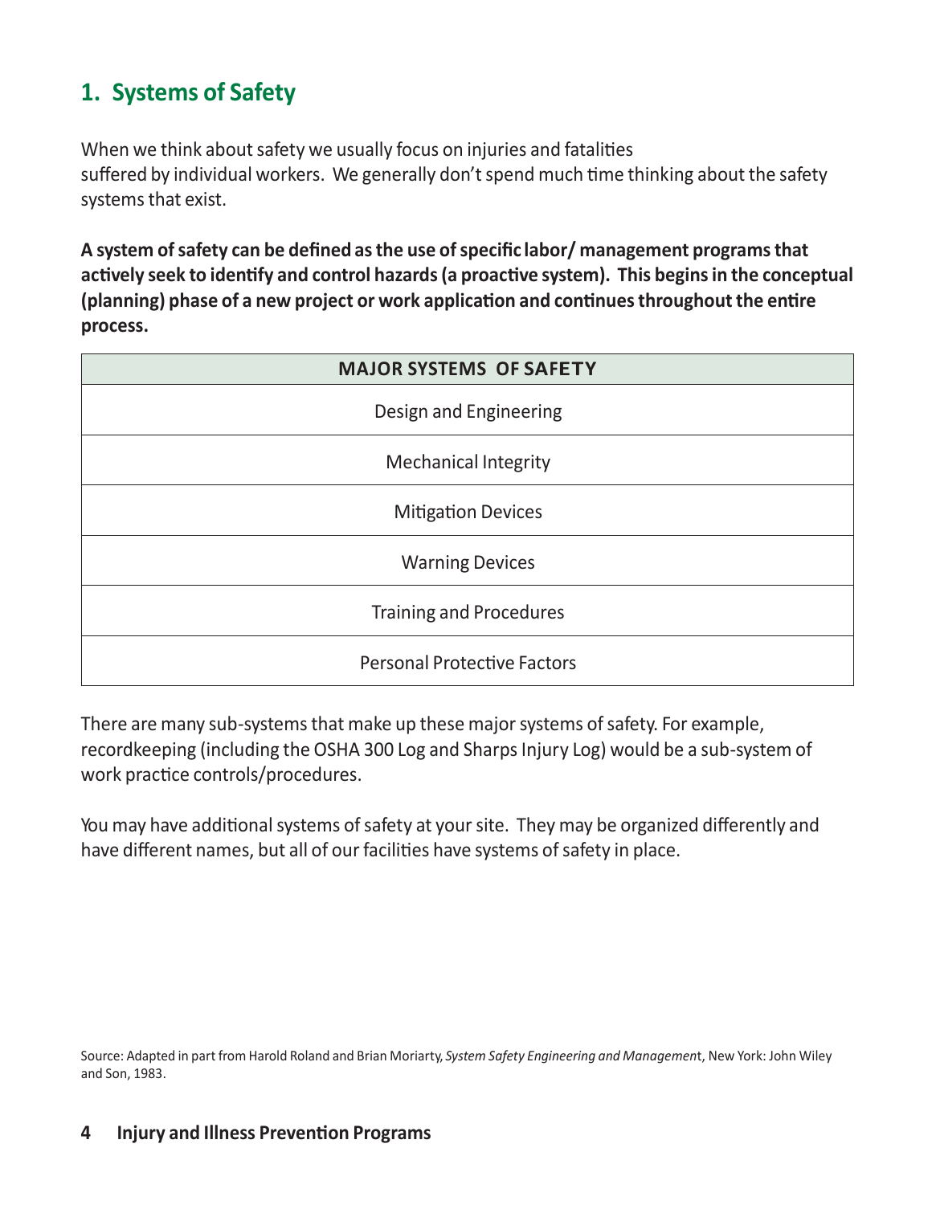## 1. Systems of Safety

When we think about safety we usually focus on injuries and fatalities suffered by individual workers. We generally don't spend much time thinking about the safety systems that exist.

**A system of safety can be defined as the use of specific labor/ management programs that actively seek to identify and control hazards (a proactive system). This begins in the conceptual (planning) phase of a new project or work application and continues throughout the entire process.**

| MAJOR SYSTEMS OF SAFETY |
|---|
| Design and Engineering |
| Mechanical Integrity |
| Mitigation Devices |
| Warning Devices |
| Training and Procedures |
| Personal Protective Factors |

There are many sub-systems that make up these major systems of safety. For example, recordkeeping (including the OSHA 300 Log and Sharps Injury Log) would be a sub-system of work practice controls/procedures.

You may have additional systems of safety at your site. They may be organized differently and have different names, but all of our facilities have systems of safety in place.

Source: Adapted in part from Harold Roland and Brian Moriarty, *System Safety Engineering and Management*, New York: John Wiley and Son, 1983.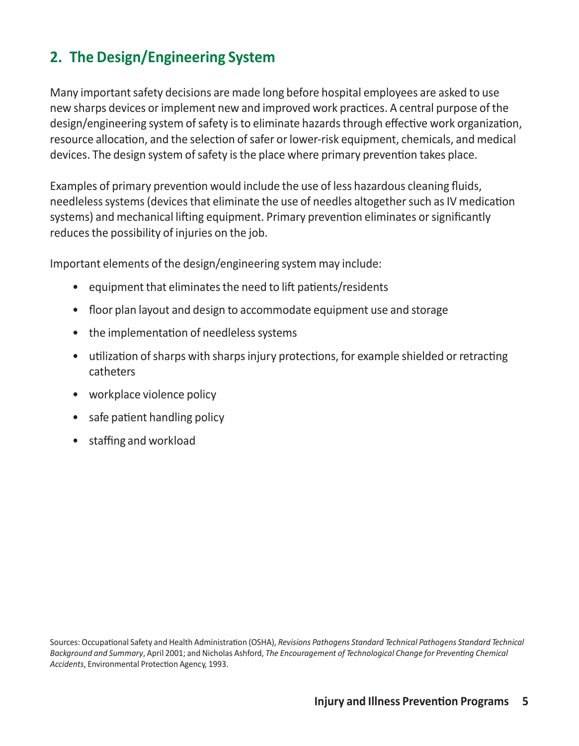## 2. The Design/Engineering System

Many important safety decisions are made long before hospital employees are asked to use new sharps devices or implement new and improved work practices. A central purpose of the design/engineering system of safety is to eliminate hazards through effective work organization, resource allocation, and the selection of safer or lower-risk equipment, chemicals, and medical devices. The design system of safety is the place where primary prevention takes place.

Examples of primary prevention would include the use of less hazardous cleaning fluids, needleless systems (devices that eliminate the use of needles altogether such as IV medication systems) and mechanical lifting equipment. Primary prevention eliminates or significantly reduces the possibility of injuries on the job.

Important elements of the design/engineering system may include:

- equipment that eliminates the need to lift patients/residents
- floor plan layout and design to accommodate equipment use and storage
- the implementation of needleless systems
- utilization of sharps with sharps injury protections, for example shielded or retracting catheters
- workplace violence policy
- safe patient handling policy
- staffing and workload

Sources: Occupational Safety and Health Administration (OSHA), *Revisions Pathogens Standard Technical Pathogens Standard Technical Background and Summary*, April 2001; and Nicholas Ashford, *The Encouragement of Technological Change for Preventing Chemical Accidents*, Environmental Protection Agency, 1993.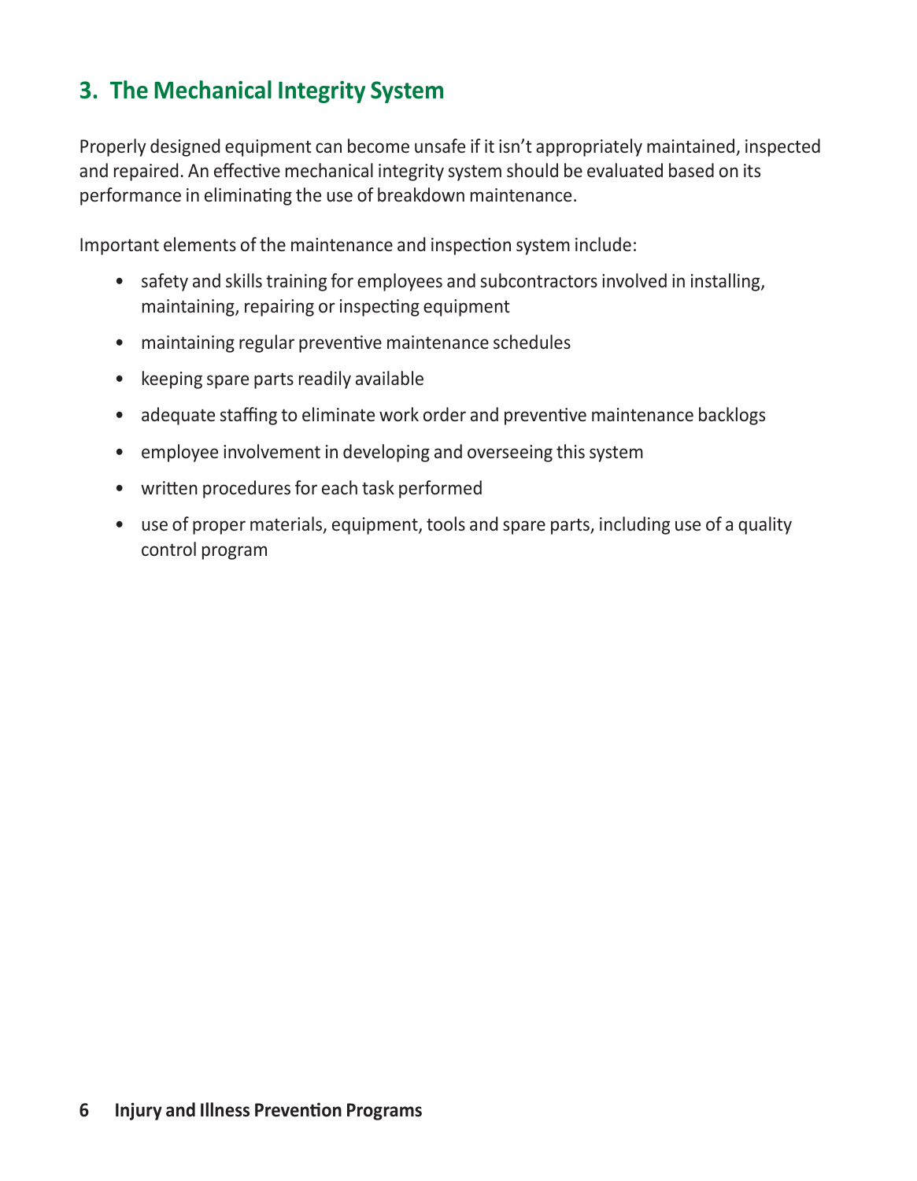## 3. The Mechanical Integrity System

Properly designed equipment can become unsafe if it isn't appropriately maintained, inspected and repaired. An effective mechanical integrity system should be evaluated based on its performance in eliminating the use of breakdown maintenance.

Important elements of the maintenance and inspection system include:

- safety and skills training for employees and subcontractors involved in installing, maintaining, repairing or inspecting equipment
- maintaining regular preventive maintenance schedules
- keeping spare parts readily available
- adequate staffing to eliminate work order and preventive maintenance backlogs
- employee involvement in developing and overseeing this system
- written procedures for each task performed
- use of proper materials, equipment, tools and spare parts, including use of a quality control program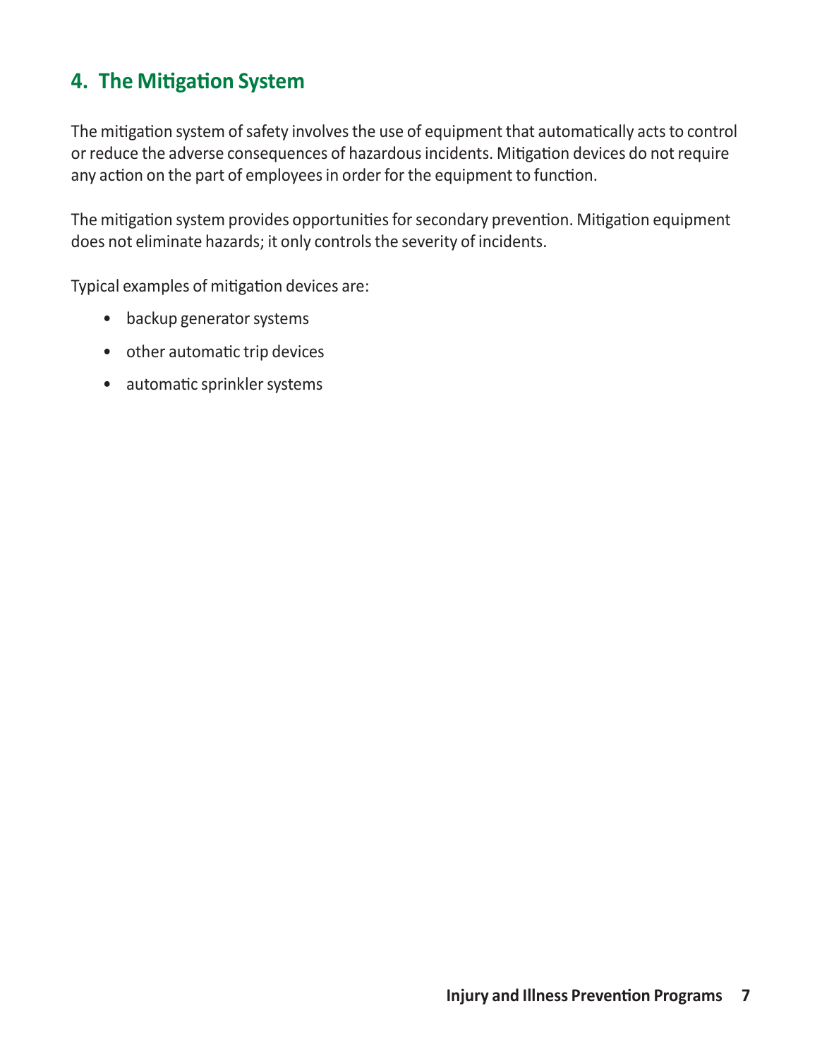## 4. The Mitigation System

The mitigation system of safety involves the use of equipment that automatically acts to control or reduce the adverse consequences of hazardous incidents. Mitigation devices do not require any action on the part of employees in order for the equipment to function.

The mitigation system provides opportunities for secondary prevention. Mitigation equipment does not eliminate hazards; it only controls the severity of incidents.

Typical examples of mitigation devices are:

- backup generator systems
- other automatic trip devices
- automatic sprinkler systems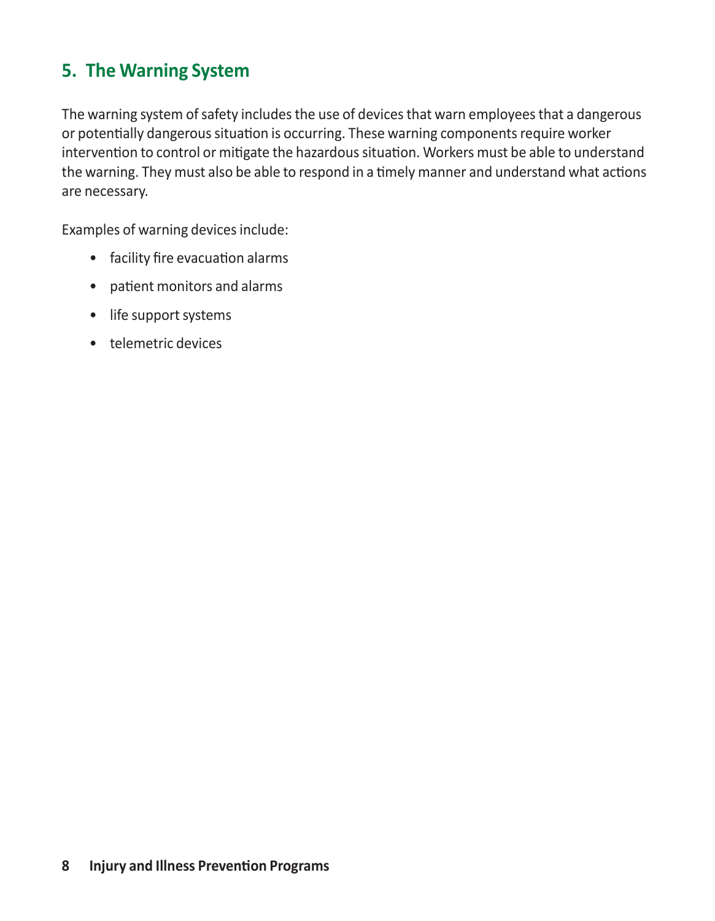## 5. The Warning System

The warning system of safety includes the use of devices that warn employees that a dangerous or potentially dangerous situation is occurring. These warning components require worker intervention to control or mitigate the hazardous situation. Workers must be able to understand the warning. They must also be able to respond in a timely manner and understand what actions are necessary.

Examples of warning devices include:

- facility fire evacuation alarms
- patient monitors and alarms
- life support systems
- telemetric devices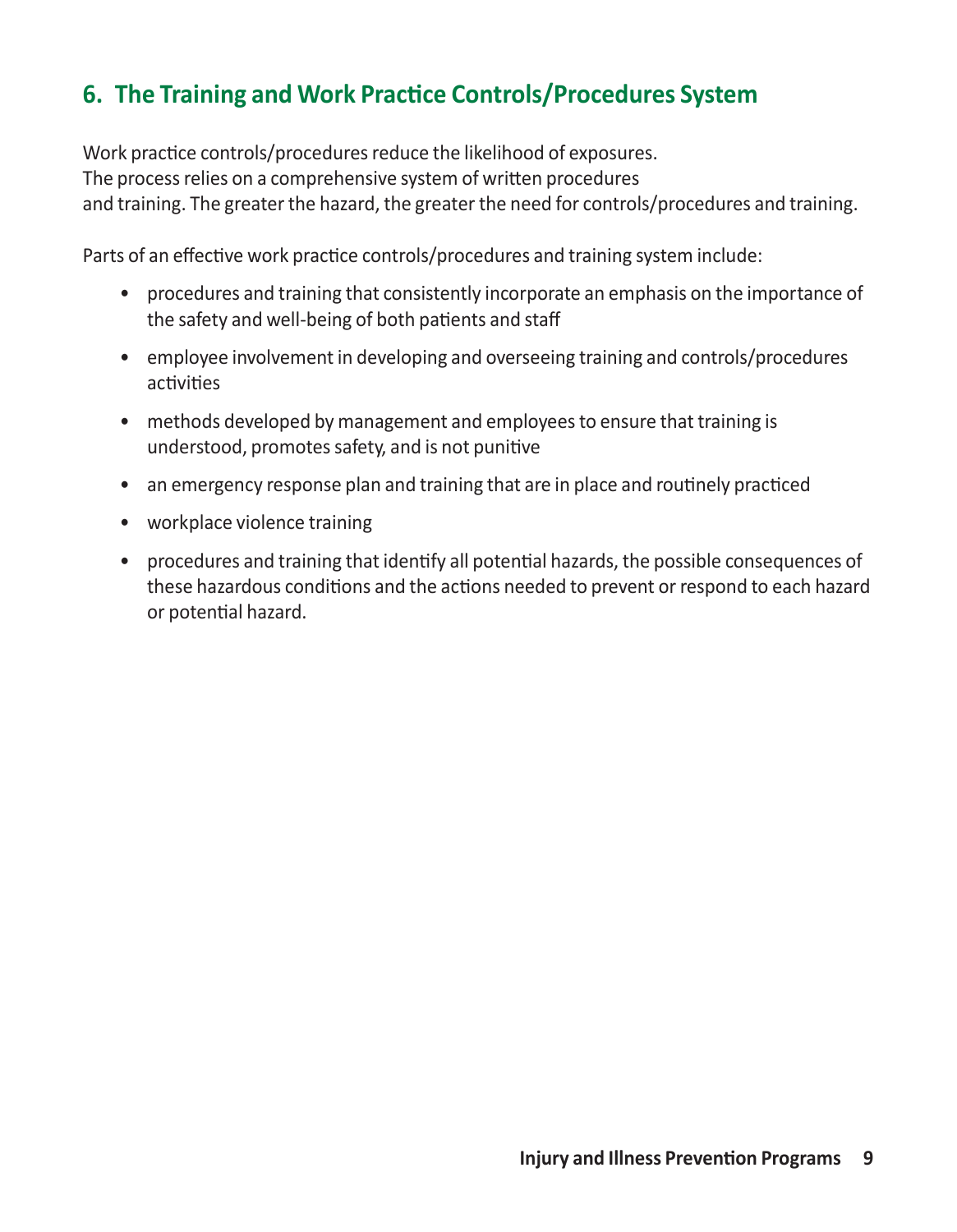## 6. The Training and Work Practice Controls/Procedures System

Work practice controls/procedures reduce the likelihood of exposures. The process relies on a comprehensive system of written procedures and training. The greater the hazard, the greater the need for controls/procedures and training.

Parts of an effective work practice controls/procedures and training system include:

- procedures and training that consistently incorporate an emphasis on the importance of the safety and well-being of both patients and staff
- employee involvement in developing and overseeing training and controls/procedures activities
- methods developed by management and employees to ensure that training is understood, promotes safety, and is not punitive
- an emergency response plan and training that are in place and routinely practiced
- workplace violence training
- procedures and training that identify all potential hazards, the possible consequences of these hazardous conditions and the actions needed to prevent or respond to each hazard or potential hazard.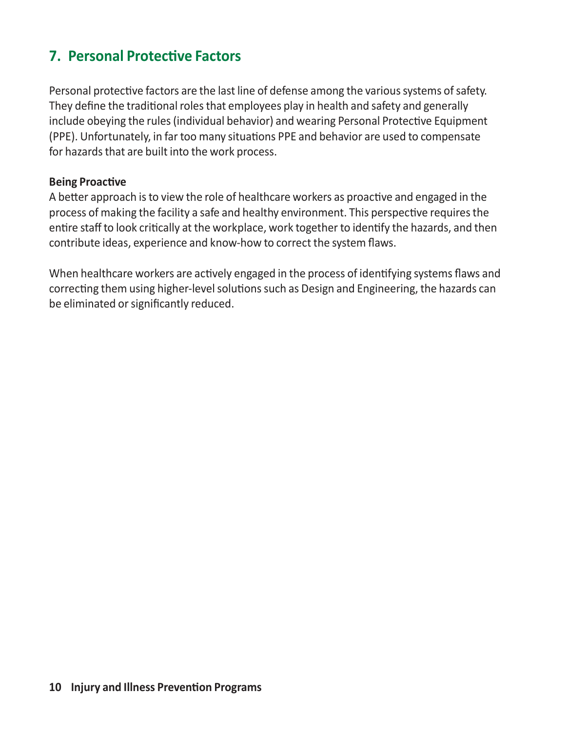## 7. Personal Protective Factors

Personal protective factors are the last line of defense among the various systems of safety. They define the traditional roles that employees play in health and safety and generally include obeying the rules (individual behavior) and wearing Personal Protective Equipment (PPE). Unfortunately, in far too many situations PPE and behavior are used to compensate for hazards that are built into the work process.

**Being Proactive**

A better approach is to view the role of healthcare workers as proactive and engaged in the process of making the facility a safe and healthy environment. This perspective requires the entire staff to look critically at the workplace, work together to identify the hazards, and then contribute ideas, experience and know-how to correct the system flaws.

When healthcare workers are actively engaged in the process of identifying systems flaws and correcting them using higher-level solutions such as Design and Engineering, the hazards can be eliminated or significantly reduced.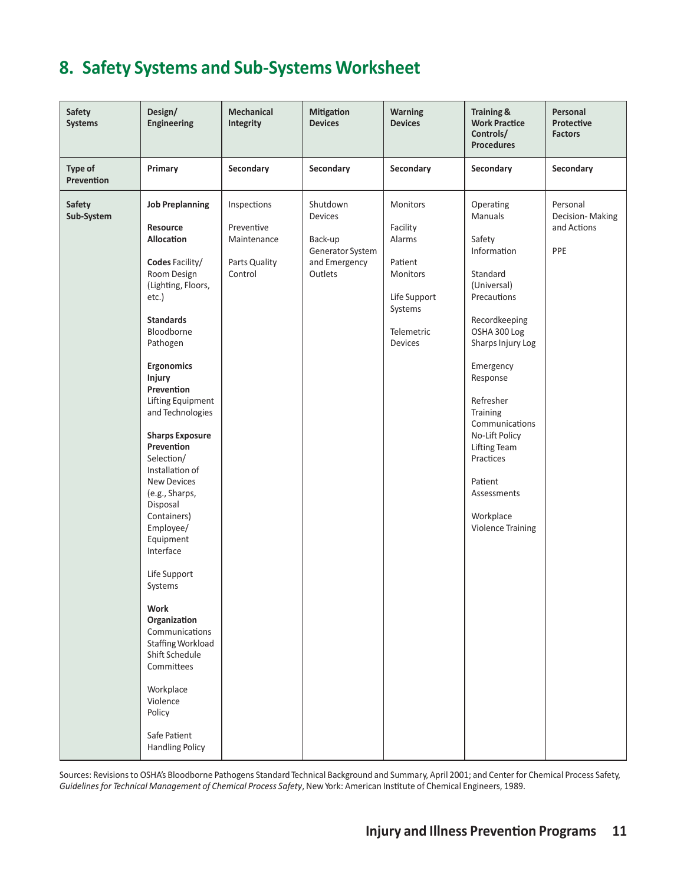## 8. Safety Systems and Sub-Systems Worksheet

| **Safety Systems** | **Design/ Engineering** | **Mechanical Integrity** | **Mitigation Devices** | **Warning Devices** | **Training & Work Practice Controls/ Procedures** | **Personal Protective Factors** |
|---|---|---|---|---|---|---|
| **Type of Prevention** | **Primary** | **Secondary** | **Secondary** | **Secondary** | **Secondary** | **Secondary** |
| **Safety Sub-System** | **Job Preplanning**<br><br>**Resource Allocation**<br><br>**Codes** Facility/ Room Design (Lighting, Floors, etc.)<br><br>**Standards** Bloodborne Pathogen<br><br>**Ergonomics Injury Prevention** Lifting Equipment and Technologies<br><br>**Sharps Exposure Prevention** Selection/ Installation of New Devices (e.g., Sharps, Disposal Containers) Employee/ Equipment Interface<br><br>Life Support Systems<br><br>**Work Organization** Communications Staffing Workload Shift Schedule Committees<br><br>Workplace Violence Policy<br><br>Safe Patient Handling Policy | Inspections<br><br>Preventive Maintenance<br><br>Parts Quality Control | Shutdown Devices<br><br>Back-up Generator System and Emergency Outlets | Monitors<br><br>Facility Alarms<br><br>Patient Monitors<br><br>Life Support Systems<br><br>Telemetric Devices | Operating Manuals<br><br>Safety Information<br><br>Standard (Universal) Precautions<br><br>Recordkeeping OSHA 300 Log Sharps Injury Log<br><br>Emergency Response<br><br>Refresher Training Communications No-Lift Policy Lifting Team Practices<br><br>Patient Assessments<br><br>Workplace Violence Training | Personal Decision-Making and Actions<br><br>PPE |

Sources: Revisions to OSHA's Bloodborne Pathogens Standard Technical Background and Summary, April 2001; and Center for Chemical Process Safety, *Guidelines for Technical Management of Chemical Process Safety*, New York: American Institute of Chemical Engineers, 1989.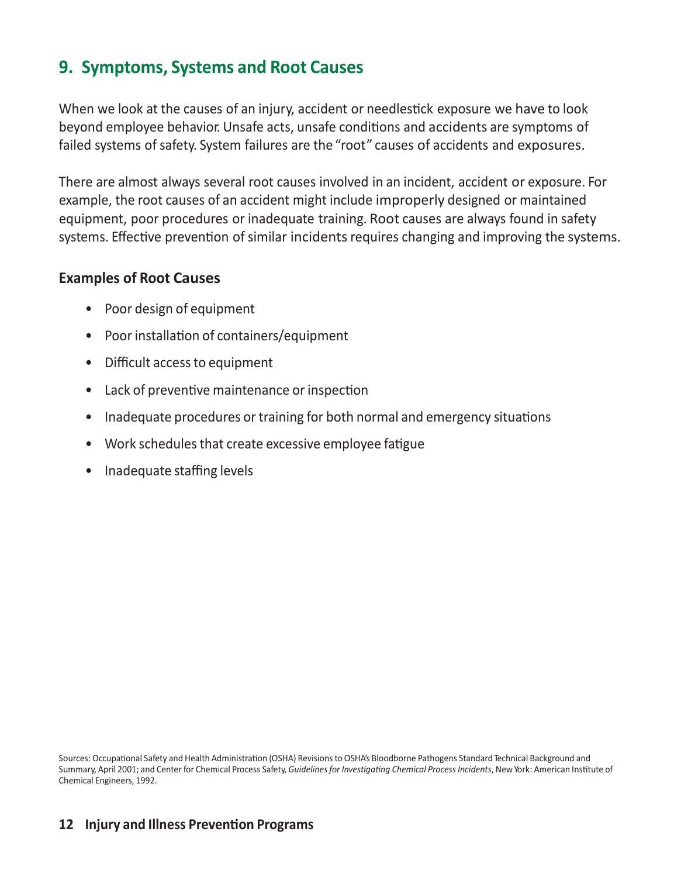## 9. Symptoms, Systems and Root Causes

When we look at the causes of an injury, accident or needlestick exposure we have to look beyond employee behavior. Unsafe acts, unsafe conditions and accidents are symptoms of failed systems of safety. System failures are the "root" causes of accidents and exposures.

There are almost always several root causes involved in an incident, accident or exposure. For example, the root causes of an accident might include improperly designed or maintained equipment, poor procedures or inadequate training. Root causes are always found in safety systems. Effective prevention of similar incidents requires changing and improving the systems.

### Examples of Root Causes

- Poor design of equipment
- Poor installation of containers/equipment
- Difficult access to equipment
- Lack of preventive maintenance or inspection
- Inadequate procedures or training for both normal and emergency situations
- Work schedules that create excessive employee fatigue
- Inadequate staffing levels

Sources: Occupational Safety and Health Administration (OSHA) Revisions to OSHA's Bloodborne Pathogens Standard Technical Background and Summary, April 2001; and Center for Chemical Process Safety, *Guidelines for Investigating Chemical Process Incidents*, New York: American Institute of Chemical Engineers, 1992.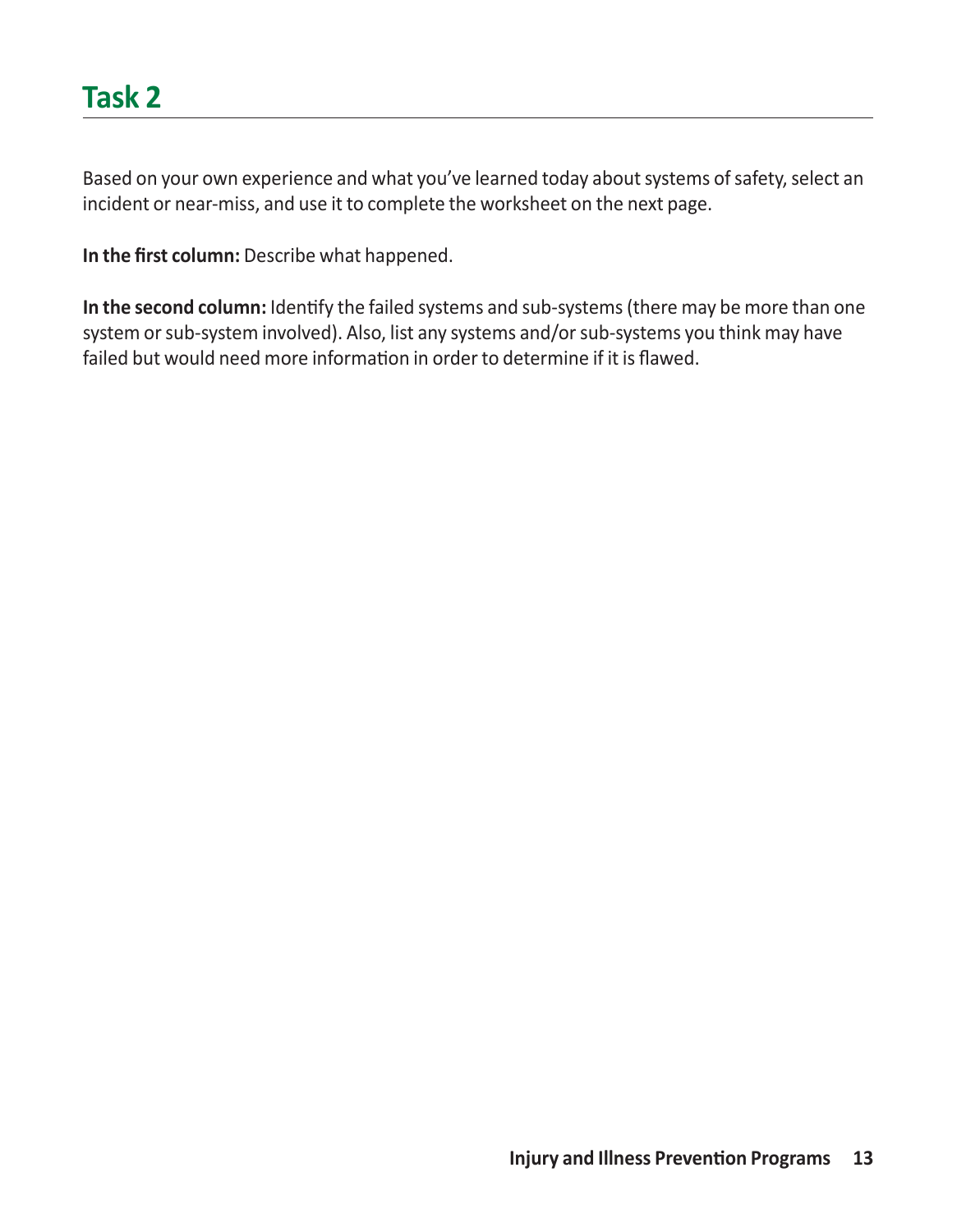# Task 2

Based on your own experience and what you've learned today about systems of safety, select an incident or near-miss, and use it to complete the worksheet on the next page.

**In the first column:** Describe what happened.

**In the second column:** Identify the failed systems and sub-systems (there may be more than one system or sub-system involved). Also, list any systems and/or sub-systems you think may have failed but would need more information in order to determine if it is flawed.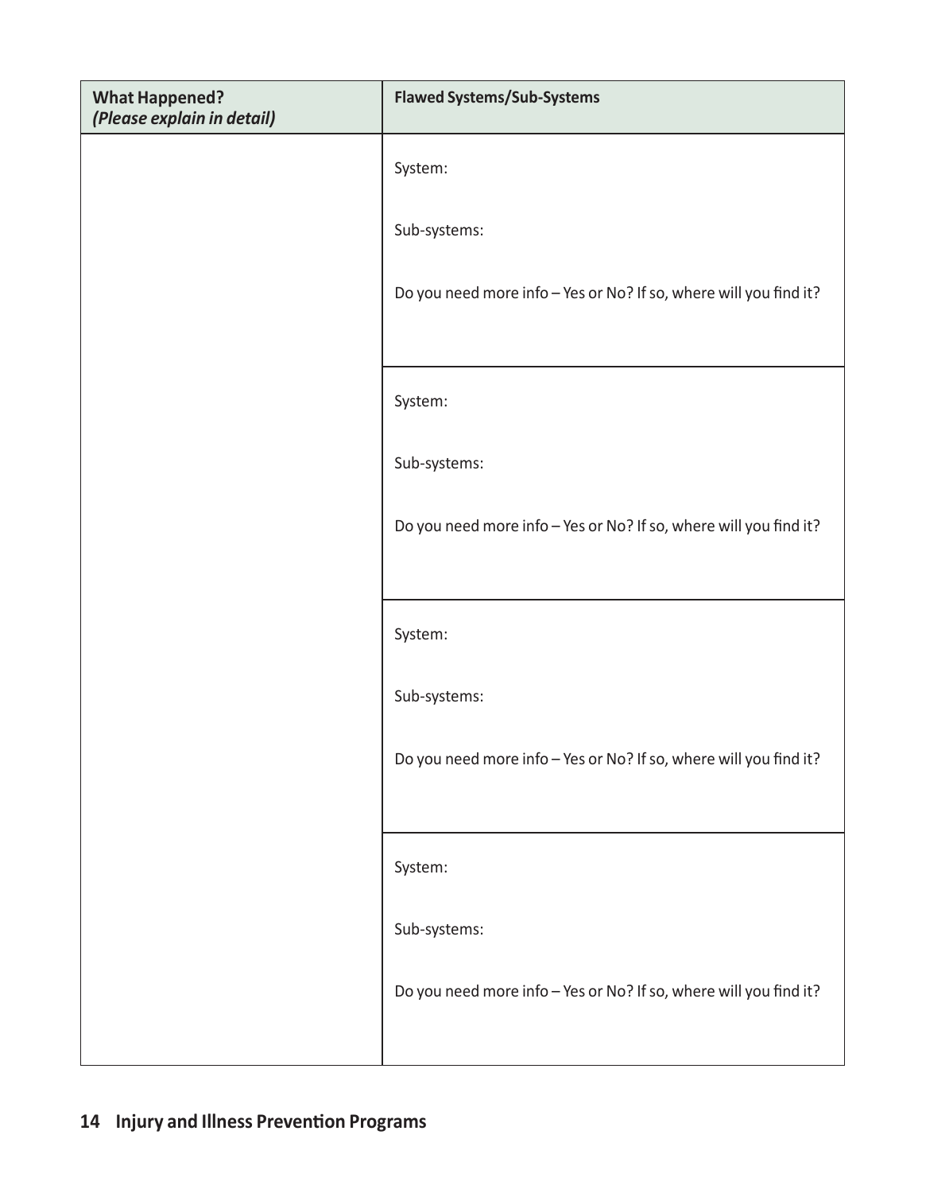| What Happened? *(Please explain in detail)* | Flawed Systems/Sub-Systems |
|---|---|
| | System:<br><br>Sub-systems:<br><br>Do you need more info – Yes or No? If so, where will you find it? |
| | System:<br><br>Sub-systems:<br><br>Do you need more info – Yes or No? If so, where will you find it? |
| | System:<br><br>Sub-systems:<br><br>Do you need more info – Yes or No? If so, where will you find it? |
| | System:<br><br>Sub-systems:<br><br>Do you need more info – Yes or No? If so, where will you find it? |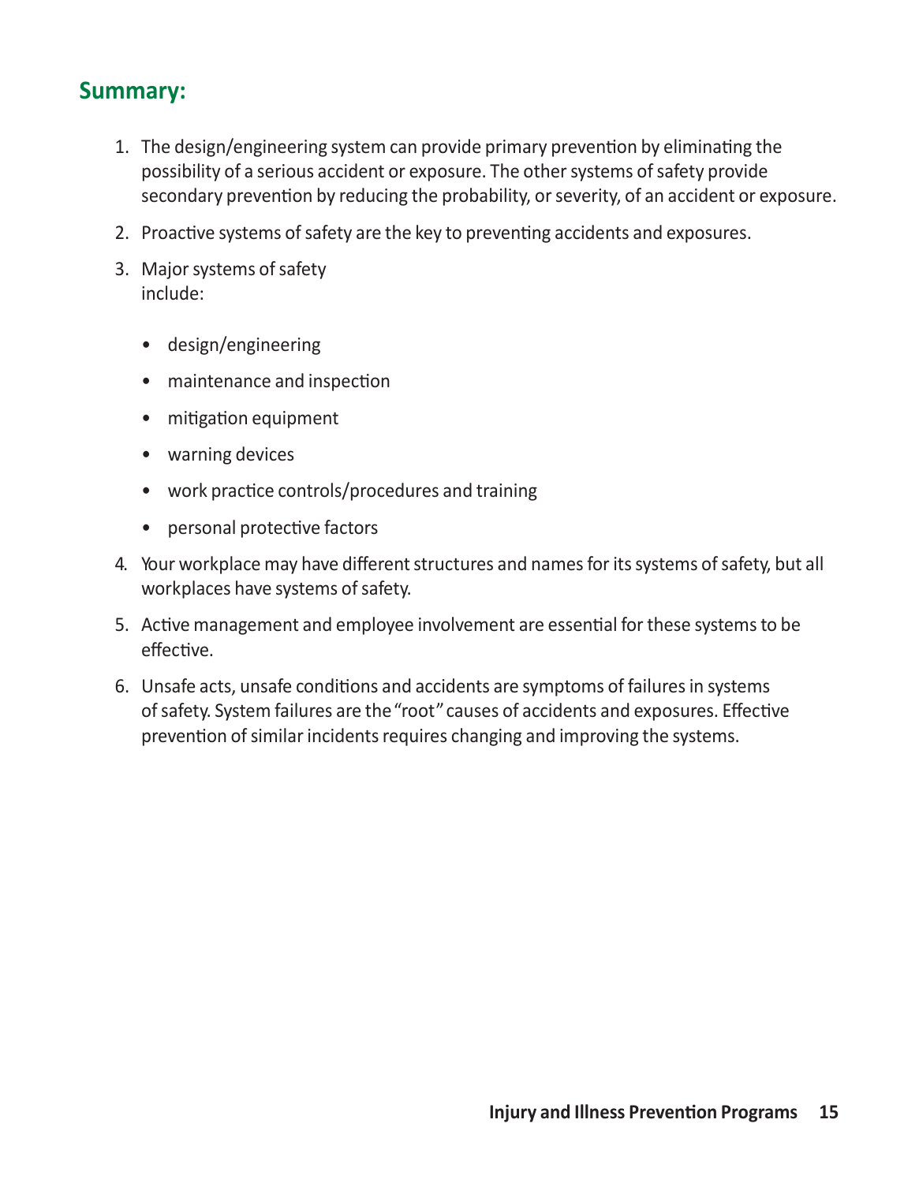## Summary:

1. The design/engineering system can provide primary prevention by eliminating the possibility of a serious accident or exposure. The other systems of safety provide secondary prevention by reducing the probability, or severity, of an accident or exposure.
2. Proactive systems of safety are the key to preventing accidents and exposures.
3. Major systems of safety include:
   - design/engineering
   - maintenance and inspection
   - mitigation equipment
   - warning devices
   - work practice controls/procedures and training
   - personal protective factors
4. Your workplace may have different structures and names for its systems of safety, but all workplaces have systems of safety.
5. Active management and employee involvement are essential for these systems to be effective.
6. Unsafe acts, unsafe conditions and accidents are symptoms of failures in systems of safety. System failures are the "root" causes of accidents and exposures. Effective prevention of similar incidents requires changing and improving the systems.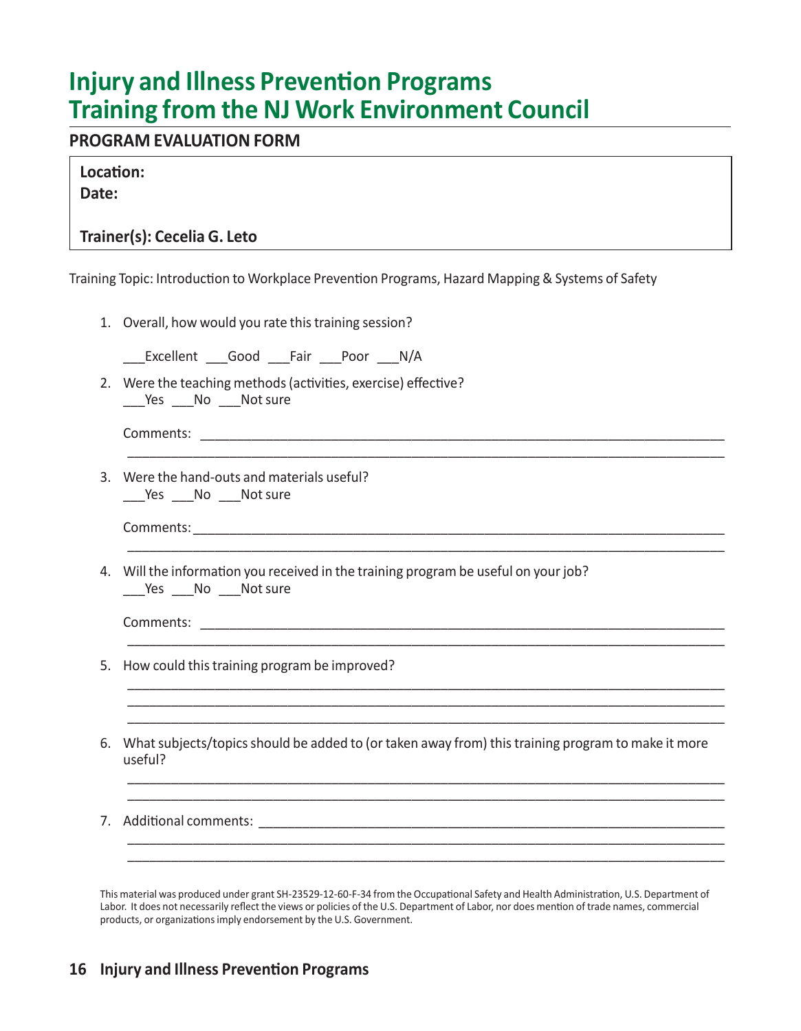# Injury and Illness Prevention Programs Training from the NJ Work Environment Council

## PROGRAM EVALUATION FORM

**Location:**
**Date:**

**Trainer(s): Cecelia G. Leto**

Training Topic: Introduction to Workplace Prevention Programs, Hazard Mapping & Systems of Safety

1. Overall, how would you rate this training session?

   ___Excellent ___Good ___Fair ___Poor ___N/A

2. Were the teaching methods (activities, exercise) effective?
   ___Yes ___No ___Not sure

   Comments: ___________________________________________________________________________
   ___________________________________________________________________________

3. Were the hand-outs and materials useful?
   ___Yes ___No ___Not sure

   Comments: ___________________________________________________________________________
   ___________________________________________________________________________

4. Will the information you received in the training program be useful on your job?
   ___Yes ___No ___Not sure

   Comments: ___________________________________________________________________________
   ___________________________________________________________________________

5. How could this training program be improved?

   ___________________________________________________________________________
   ___________________________________________________________________________
   ___________________________________________________________________________

6. What subjects/topics should be added to (or taken away from) this training program to make it more useful?

   ___________________________________________________________________________
   ___________________________________________________________________________

7. Additional comments: ___________________________________________________________________________
   ___________________________________________________________________________
   ___________________________________________________________________________

This material was produced under grant SH-23529-12-60-F-34 from the Occupational Safety and Health Administration, U.S. Department of Labor. It does not necessarily reflect the views or policies of the U.S. Department of Labor, nor does mention of trade names, commercial products, or organizations imply endorsement by the U.S. Government.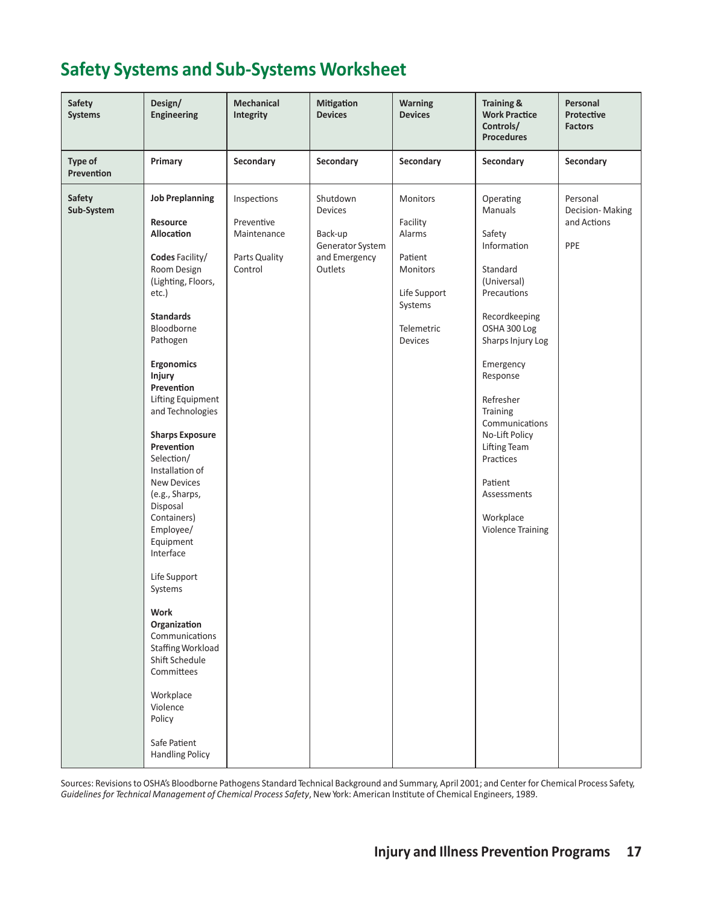## Safety Systems and Sub-Systems Worksheet

| **Safety Systems** | **Design/ Engineering** | **Mechanical Integrity** | **Mitigation Devices** | **Warning Devices** | **Training & Work Practice Controls/ Procedures** | **Personal Protective Factors** |
|---|---|---|---|---|---|---|
| **Type of Prevention** | **Primary** | **Secondary** | **Secondary** | **Secondary** | **Secondary** | **Secondary** |
| **Safety Sub-System** | **Job Preplanning**<br><br>**Resource Allocation**<br><br>**Codes** Facility/ Room Design (Lighting, Floors, etc.)<br><br>**Standards** Bloodborne Pathogen<br><br>**Ergonomics Injury Prevention** Lifting Equipment and Technologies<br><br>**Sharps Exposure Prevention** Selection/ Installation of New Devices (e.g., Sharps, Disposal Containers) Employee/ Equipment Interface<br><br>Life Support Systems<br><br>**Work Organization** Communications Staffing Workload Shift Schedule Committees<br><br>Workplace Violence Policy<br><br>Safe Patient Handling Policy | Inspections<br><br>Preventive Maintenance<br><br>Parts Quality Control | Shutdown Devices<br><br>Back-up Generator System and Emergency Outlets | Monitors<br><br>Facility Alarms<br><br>Patient Monitors<br><br>Life Support Systems<br><br>Telemetric Devices | Operating Manuals<br><br>Safety Information<br><br>Standard (Universal) Precautions<br><br>Recordkeeping OSHA 300 Log Sharps Injury Log<br><br>Emergency Response<br><br>Refresher Training Communications No-Lift Policy Lifting Team Practices<br><br>Patient Assessments<br><br>Workplace Violence Training | Personal Decision- Making and Actions<br><br>PPE |

Sources: Revisions to OSHA's Bloodborne Pathogens Standard Technical Background and Summary, April 2001; and Center for Chemical Process Safety, *Guidelines for Technical Management of Chemical Process Safety*, New York: American Institute of Chemical Engineers, 1989.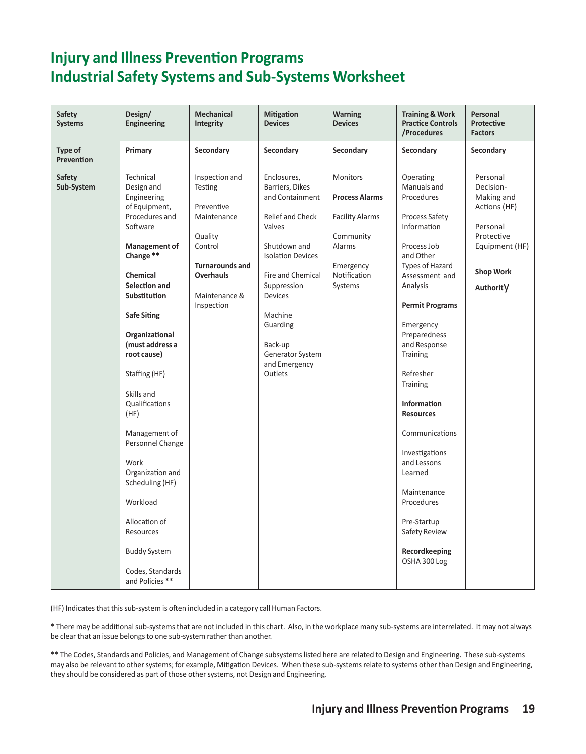# Injury and Illness Prevention Programs
# Industrial Safety Systems and Sub-Systems Worksheet

| **Safety Systems** | **Design/ Engineering** | **Mechanical Integrity** | **Mitigation Devices** | **Warning Devices** | **Training & Work Practice Controls /Procedures** | **Personal Protective Factors** |
|---|---|---|---|---|---|---|
| **Type of Prevention** | **Primary** | **Secondary** | **Secondary** | **Secondary** | **Secondary** | **Secondary** |
| **Safety Sub-System** | Technical Design and Engineering of Equipment, Procedures and Software<br><br>**Management of Change ****<br><br>**Chemical Selection and Substitution**<br><br>**Safe Siting**<br><br>**Organizational (must address a root cause)**<br><br>Staffing (HF)<br><br>Skills and Qualifications (HF)<br><br>Management of Personnel Change<br><br>Work Organization and Scheduling (HF)<br><br>Workload<br><br>Allocation of Resources<br><br>Buddy System<br><br>Codes, Standards and Policies ** | Inspection and Testing<br><br>Preventive Maintenance<br><br>Quality Control<br><br>**Turnarounds and Overhauls**<br><br>Maintenance & Inspection | Enclosures, Barriers, Dikes and Containment<br><br>Relief and Check Valves<br><br>Shutdown and Isolation Devices<br><br>Fire and Chemical Suppression Devices<br><br>Machine Guarding<br><br>Back-up Generator System and Emergency Outlets | Monitors<br><br>**Process Alarms**<br><br>Facility Alarms<br><br>Community Alarms<br><br>Emergency Notification Systems | Operating Manuals and Procedures<br><br>Process Safety Information<br><br>Process Job and Other Types of Hazard Assessment and Analysis<br><br>**Permit Programs**<br><br>Emergency Preparedness and Response Training<br><br>Refresher Training<br><br>**Information Resources**<br><br>Communications<br><br>Investigations and Lessons Learned<br><br>Maintenance Procedures<br><br>Pre-Startup Safety Review<br><br>**Recordkeeping** OSHA 300 Log | Personal Decision-Making and Actions (HF)<br><br>Personal Protective Equipment (HF)<br><br>**Shop Work Authority** |

(HF) Indicates that this sub-system is often included in a category call Human Factors.

* There may be additional sub-systems that are not included in this chart. Also, in the workplace many sub-systems are interrelated. It may not always be clear that an issue belongs to one sub-system rather than another.

** The Codes, Standards and Policies, and Management of Change subsystems listed here are related to Design and Engineering. These sub-systems may also be relevant to other systems; for example, Mitigation Devices. When these sub-systems relate to systems other than Design and Engineering, they should be considered as part of those other systems, not Design and Engineering.